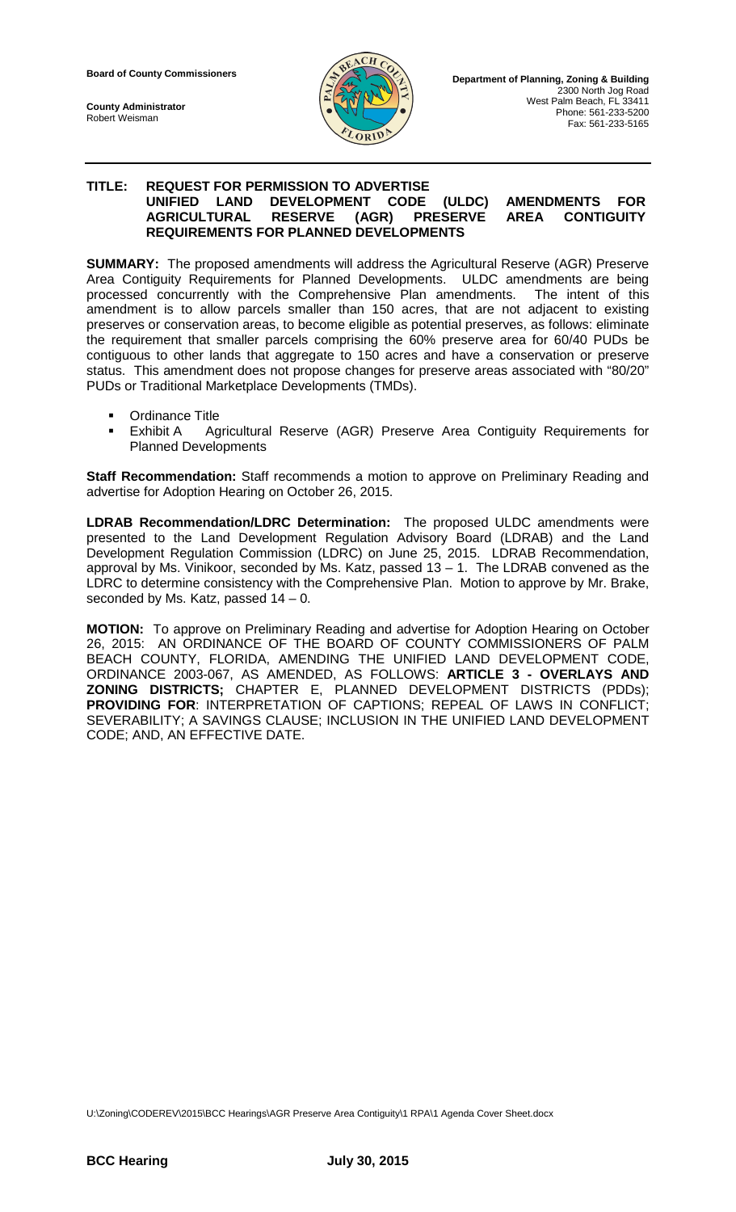**Board of County Commissioners**

**County Administrator**
Robert Weisman

**Department of Planning, Zoning & Building**
2300 North Jog Road
West Palm Beach, FL 33411
Phone: 561-233-5200
Fax: 561-233-5165

**TITLE: REQUEST FOR PERMISSION TO ADVERTISE**
**UNIFIED LAND DEVELOPMENT CODE (ULDC) AMENDMENTS FOR AGRICULTURAL RESERVE (AGR) PRESERVE AREA CONTIGUITY REQUIREMENTS FOR PLANNED DEVELOPMENTS**

**SUMMARY:** The proposed amendments will address the Agricultural Reserve (AGR) Preserve Area Contiguity Requirements for Planned Developments. ULDC amendments are being processed concurrently with the Comprehensive Plan amendments. The intent of this amendment is to allow parcels smaller than 150 acres, that are not adjacent to existing preserves or conservation areas, to become eligible as potential preserves, as follows: eliminate the requirement that smaller parcels comprising the 60% preserve area for 60/40 PUDs be contiguous to other lands that aggregate to 150 acres and have a conservation or preserve status. This amendment does not propose changes for preserve areas associated with "80/20" PUDs or Traditional Marketplace Developments (TMDs).

- Ordinance Title
- Exhibit A Agricultural Reserve (AGR) Preserve Area Contiguity Requirements for Planned Developments

**Staff Recommendation:** Staff recommends a motion to approve on Preliminary Reading and advertise for Adoption Hearing on October 26, 2015.

**LDRAB Recommendation/LDRC Determination:** The proposed ULDC amendments were presented to the Land Development Regulation Advisory Board (LDRAB) and the Land Development Regulation Commission (LDRC) on June 25, 2015. LDRAB Recommendation, approval by Ms. Vinikoor, seconded by Ms. Katz, passed 13 – 1. The LDRAB convened as the LDRC to determine consistency with the Comprehensive Plan. Motion to approve by Mr. Brake, seconded by Ms. Katz, passed 14 – 0.

**MOTION:** To approve on Preliminary Reading and advertise for Adoption Hearing on October 26, 2015: AN ORDINANCE OF THE BOARD OF COUNTY COMMISSIONERS OF PALM BEACH COUNTY, FLORIDA, AMENDING THE UNIFIED LAND DEVELOPMENT CODE, ORDINANCE 2003-067, AS AMENDED, AS FOLLOWS: **ARTICLE 3 - OVERLAYS AND ZONING DISTRICTS;** CHAPTER E, PLANNED DEVELOPMENT DISTRICTS (PDDs); **PROVIDING FOR**: INTERPRETATION OF CAPTIONS; REPEAL OF LAWS IN CONFLICT; SEVERABILITY; A SAVINGS CLAUSE; INCLUSION IN THE UNIFIED LAND DEVELOPMENT CODE; AND, AN EFFECTIVE DATE.

U:\Zoning\CODEREV\2015\BCC Hearings\AGR Preserve Area Contiguity\1 RPA\1 Agenda Cover Sheet.docx

**BCC Hearing** **July 30, 2015**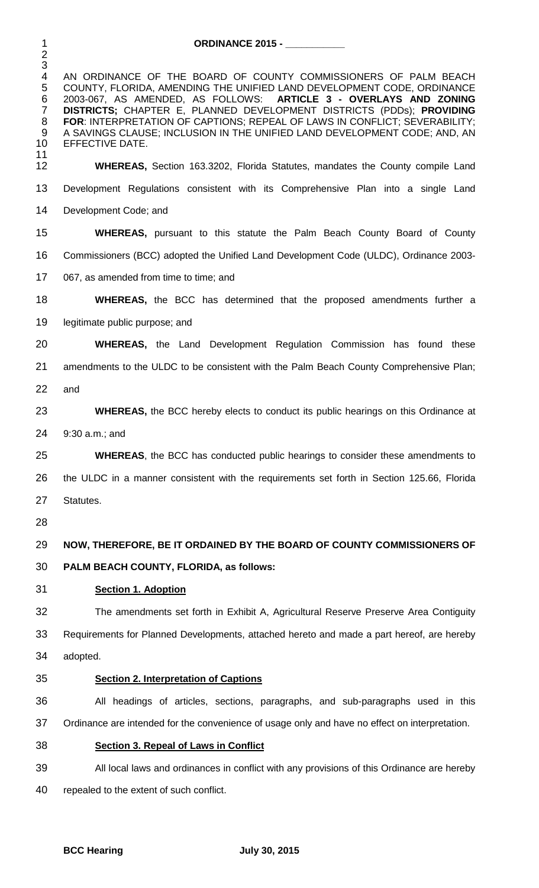**ORDINANCE 2015 - \_\_\_\_\_\_\_\_\_\_\_**

AN ORDINANCE OF THE BOARD OF COUNTY COMMISSIONERS OF PALM BEACH COUNTY, FLORIDA, AMENDING THE UNIFIED LAND DEVELOPMENT CODE, ORDINANCE 2003-067, AS AMENDED, AS FOLLOWS: **ARTICLE 3 - OVERLAYS AND ZONING DISTRICTS;** CHAPTER E, PLANNED DEVELOPMENT DISTRICTS (PDDs); **PROVIDING FOR**: INTERPRETATION OF CAPTIONS; REPEAL OF LAWS IN CONFLICT; SEVERABILITY; A SAVINGS CLAUSE; INCLUSION IN THE UNIFIED LAND DEVELOPMENT CODE; AND, AN EFFECTIVE DATE.

**WHEREAS,** Section 163.3202, Florida Statutes, mandates the County compile Land Development Regulations consistent with its Comprehensive Plan into a single Land Development Code; and

**WHEREAS,** pursuant to this statute the Palm Beach County Board of County Commissioners (BCC) adopted the Unified Land Development Code (ULDC), Ordinance 2003-067, as amended from time to time; and

**WHEREAS,** the BCC has determined that the proposed amendments further a legitimate public purpose; and

**WHEREAS,** the Land Development Regulation Commission has found these amendments to the ULDC to be consistent with the Palm Beach County Comprehensive Plan; and

**WHEREAS,** the BCC hereby elects to conduct its public hearings on this Ordinance at 9:30 a.m.; and

**WHEREAS**, the BCC has conducted public hearings to consider these amendments to the ULDC in a manner consistent with the requirements set forth in Section 125.66, Florida Statutes.

**NOW, THEREFORE, BE IT ORDAINED BY THE BOARD OF COUNTY COMMISSIONERS OF PALM BEACH COUNTY, FLORIDA, as follows:**

**Section 1. Adoption**

The amendments set forth in Exhibit A, Agricultural Reserve Preserve Area Contiguity Requirements for Planned Developments, attached hereto and made a part hereof, are hereby adopted.

**Section 2. Interpretation of Captions**

All headings of articles, sections, paragraphs, and sub-paragraphs used in this Ordinance are intended for the convenience of usage only and have no effect on interpretation.

**Section 3. Repeal of Laws in Conflict**

All local laws and ordinances in conflict with any provisions of this Ordinance are hereby repealed to the extent of such conflict.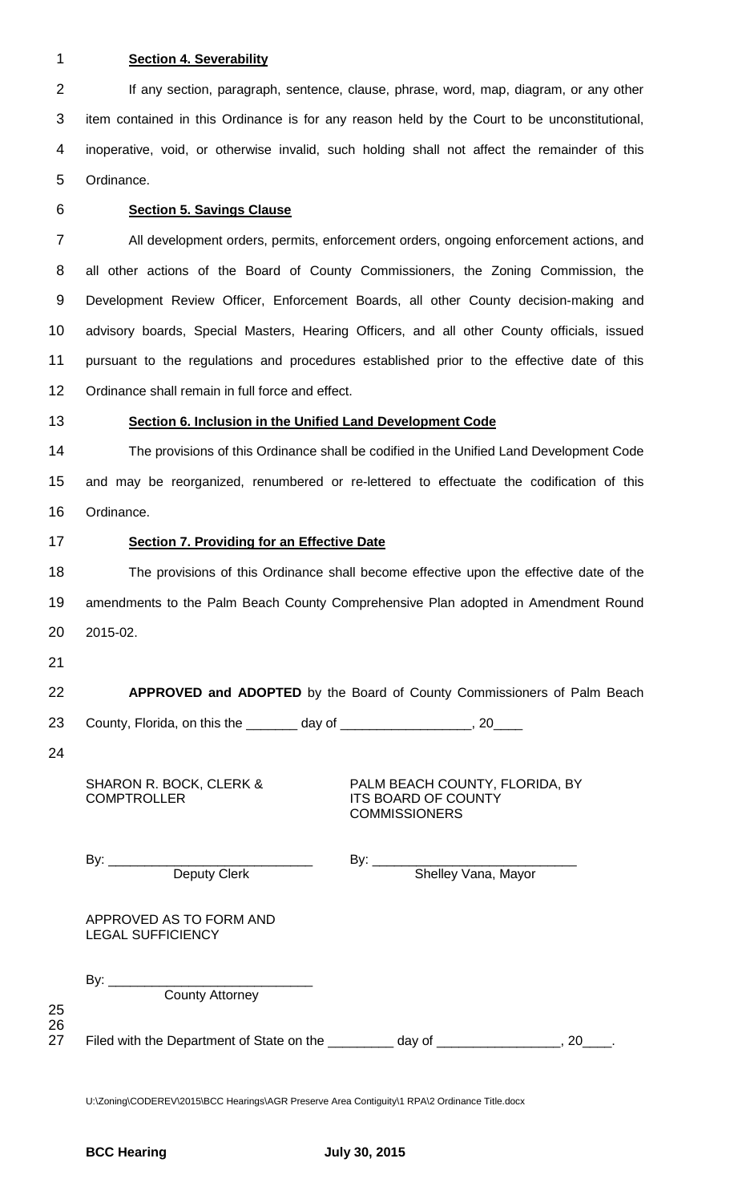**Section 4. Severability**

If any section, paragraph, sentence, clause, phrase, word, map, diagram, or any other item contained in this Ordinance is for any reason held by the Court to be unconstitutional, inoperative, void, or otherwise invalid, such holding shall not affect the remainder of this Ordinance.

**Section 5. Savings Clause**

All development orders, permits, enforcement orders, ongoing enforcement actions, and all other actions of the Board of County Commissioners, the Zoning Commission, the Development Review Officer, Enforcement Boards, all other County decision-making and advisory boards, Special Masters, Hearing Officers, and all other County officials, issued pursuant to the regulations and procedures established prior to the effective date of this Ordinance shall remain in full force and effect.

**Section 6. Inclusion in the Unified Land Development Code**

The provisions of this Ordinance shall be codified in the Unified Land Development Code and may be reorganized, renumbered or re-lettered to effectuate the codification of this Ordinance.

**Section 7. Providing for an Effective Date**

The provisions of this Ordinance shall become effective upon the effective date of the amendments to the Palm Beach County Comprehensive Plan adopted in Amendment Round 2015-02.

**APPROVED and ADOPTED** by the Board of County Commissioners of Palm Beach County, Florida, on this the _______ day of _________________, 20____

SHARON R. BOCK, CLERK & COMPTROLLER

By: ___________________________
Deputy Clerk

PALM BEACH COUNTY, FLORIDA, BY ITS BOARD OF COUNTY COMMISSIONERS

By: ___________________________
Shelley Vana, Mayor

APPROVED AS TO FORM AND LEGAL SUFFICIENCY

By: ___________________________
County Attorney

Filed with the Department of State on the _________ day of ________________, 20____.

U:\Zoning\CODEREV\2015\BCC Hearings\AGR Preserve Area Contiguity\1 RPA\2 Ordinance Title.docx

**BCC Hearing** **July 30, 2015**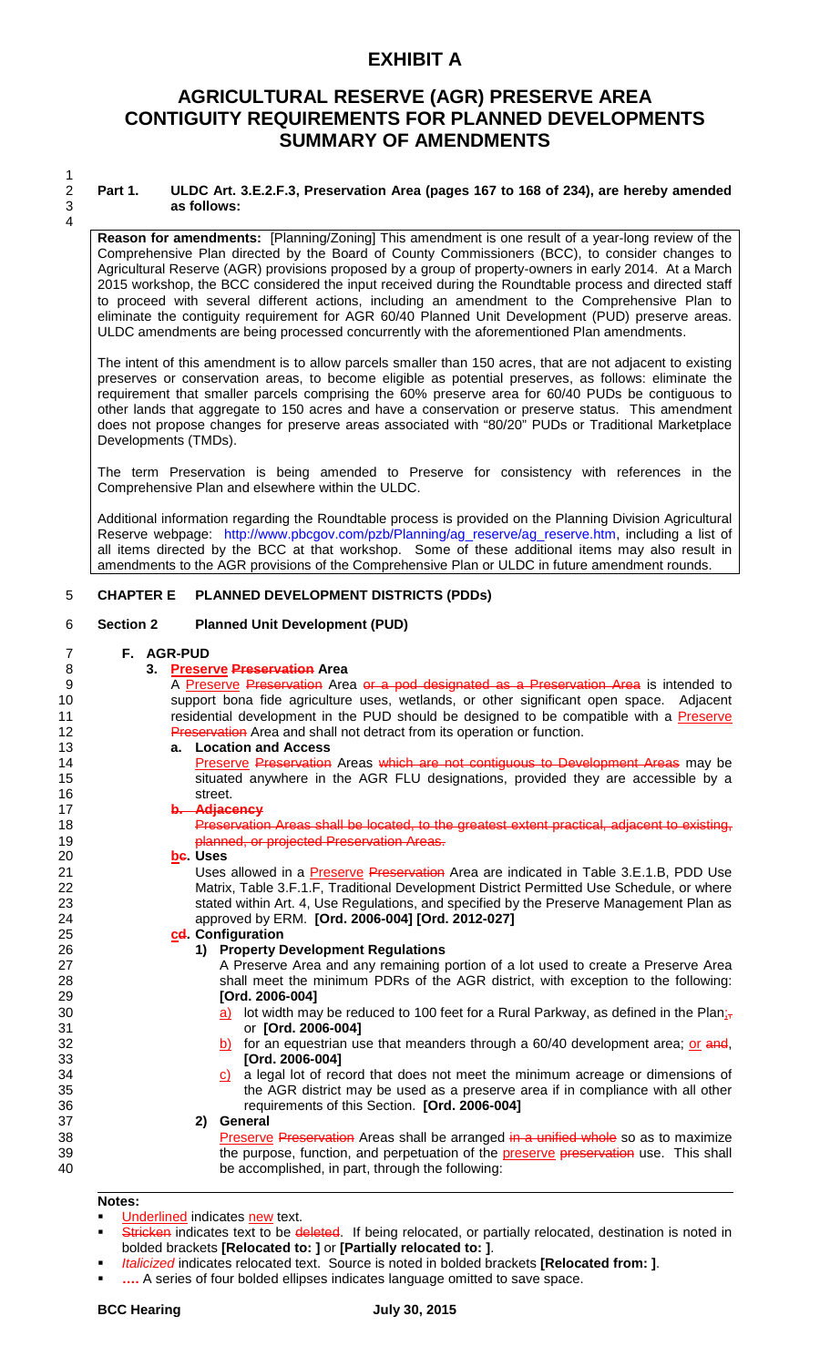# EXHIBIT A

## AGRICULTURAL RESERVE (AGR) PRESERVE AREA CONTIGUITY REQUIREMENTS FOR PLANNED DEVELOPMENTS SUMMARY OF AMENDMENTS

**Part 1. ULDC Art. 3.E.2.F.3, Preservation Area (pages 167 to 168 of 234), are hereby amended as follows:**

**Reason for amendments:** [Planning/Zoning] This amendment is one result of a year-long review of the Comprehensive Plan directed by the Board of County Commissioners (BCC), to consider changes to Agricultural Reserve (AGR) provisions proposed by a group of property-owners in early 2014. At a March 2015 workshop, the BCC considered the input received during the Roundtable process and directed staff to proceed with several different actions, including an amendment to the Comprehensive Plan to eliminate the contiguity requirement for AGR 60/40 Planned Unit Development (PUD) preserve areas. ULDC amendments are being processed concurrently with the aforementioned Plan amendments.

The intent of this amendment is to allow parcels smaller than 150 acres, that are not adjacent to existing preserves or conservation areas, to become eligible as potential preserves, as follows: eliminate the requirement that smaller parcels comprising the 60% preserve area for 60/40 PUDs be contiguous to other lands that aggregate to 150 acres and have a conservation or preserve status. This amendment does not propose changes for preserve areas associated with "80/20" PUDs or Traditional Marketplace Developments (TMDs).

The term Preservation is being amended to Preserve for consistency with references in the Comprehensive Plan and elsewhere within the ULDC.

Additional information regarding the Roundtable process is provided on the Planning Division Agricultural Reserve webpage: http://www.pbcgov.com/pzb/Planning/ag_reserve/ag_reserve.htm, including a list of all items directed by the BCC at that workshop. Some of these additional items may also result in amendments to the AGR provisions of the Comprehensive Plan or ULDC in future amendment rounds.

**CHAPTER E PLANNED DEVELOPMENT DISTRICTS (PDDs)**

**Section 2 Planned Unit Development (PUD)**

**F. AGR-PUD**

**3. <u>Preserve</u> ~~Preservation~~ Area**

A <u>Preserve</u> ~~Preservation~~ Area ~~or a pod designated as a Preservation Area~~ is intended to support bona fide agriculture uses, wetlands, or other significant open space. Adjacent residential development in the PUD should be designed to be compatible with a <u>Preserve</u> ~~Preservation~~ Area and shall not detract from its operation or function.

**a. Location and Access**

<u>Preserve</u> ~~Preservation~~ Areas ~~which are not contiguous to Development Areas~~ may be situated anywhere in the AGR FLU designations, provided they are accessible by a street.

~~**b. Adjacency**~~

~~Preservation Areas shall be located, to the greatest extent practical, adjacent to existing, planned, or projected Preservation Areas.~~

**<u>b</u>~~c~~. Uses**

Uses allowed in a <u>Preserve</u> ~~Preservation~~ Area are indicated in Table 3.E.1.B, PDD Use Matrix, Table 3.F.1.F, Traditional Development District Permitted Use Schedule, or where stated within Art. 4, Use Regulations, and specified by the Preserve Management Plan as approved by ERM. **[Ord. 2006-004] [Ord. 2012-027]**

**<u>c</u>~~d~~. Configuration**

**1) Property Development Regulations**

A Preserve Area and any remaining portion of a lot used to create a Preserve Area shall meet the minimum PDRs of the AGR district, with exception to the following: **[Ord. 2006-004]**

<u>a)</u> lot width may be reduced to 100 feet for a Rural Parkway, as defined in the Plan<u>;</u>~~,~~ or **[Ord. 2006-004]**

<u>b)</u> for an equestrian use that meanders through a 60/40 development area; <u>or</u> ~~and~~, **[Ord. 2006-004]**

<u>c)</u> a legal lot of record that does not meet the minimum acreage or dimensions of the AGR district may be used as a preserve area if in compliance with all other requirements of this Section. **[Ord. 2006-004]**

**2) General**

<u>Preserve</u> ~~Preservation~~ Areas shall be arranged ~~in a unified whole~~ so as to maximize the purpose, function, and perpetuation of the <u>preserve</u> ~~preservation~~ use. This shall be accomplished, in part, through the following:

**Notes:**

- <u>Underlined</u> indicates <u>new</u> text.
- ~~Stricken~~ indicates text to be ~~deleted~~. If being relocated, or partially relocated, destination is noted in bolded brackets **[Relocated to: ]** or **[Partially relocated to: ]**.
- *Italicized* indicates relocated text. Source is noted in bolded brackets **[Relocated from: ]**.
- **….** A series of four bolded ellipses indicates language omitted to save space.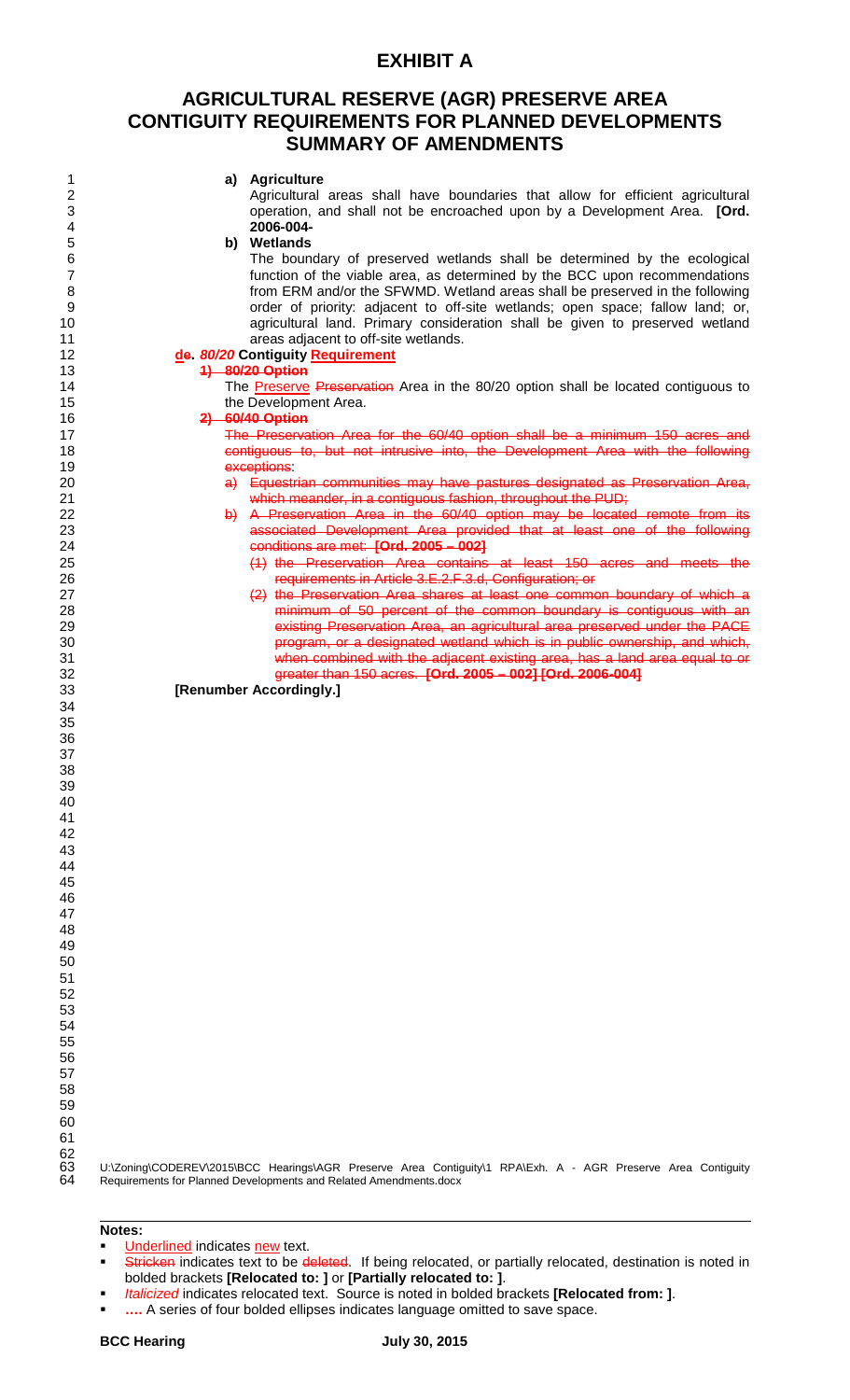# EXHIBIT A

## AGRICULTURAL RESERVE (AGR) PRESERVE AREA CONTIGUITY REQUIREMENTS FOR PLANNED DEVELOPMENTS SUMMARY OF AMENDMENTS

**a) Agriculture**

Agricultural areas shall have boundaries that allow for efficient agricultural operation, and shall not be encroached upon by a Development Area. **[Ord. 2006-004-**

**b) Wetlands**

The boundary of preserved wetlands shall be determined by the ecological function of the viable area, as determined by the BCC upon recommendations from ERM and/or the SFWMD. Wetland areas shall be preserved in the following order of priority: adjacent to off-site wetlands; open space; fallow land; or, agricultural land. Primary consideration shall be given to preserved wetland areas adjacent to off-site wetlands.

**<u>d</u>~~e~~. *80/20* Contiguity <u>Requirement</u>**

~~**1) 80/20 Option**~~

The <u>Preserve</u> ~~Preservation~~ Area in the 80/20 option shall be located contiguous to the Development Area.

~~**2) 60/40 Option**~~

~~The Preservation Area for the 60/40 option shall be a minimum 150 acres and contiguous to, but not intrusive into, the Development Area with the following exceptions:~~

~~a) Equestrian communities may have pastures designated as Preservation Area, which meander, in a contiguous fashion, throughout the PUD;~~

~~b) A Preservation Area in the 60/40 option may be located remote from its associated Development Area provided that at least one of the following conditions are met: **[Ord. 2005 – 002]**~~

~~(1) the Preservation Area contains at least 150 acres and meets the requirements in Article 3.E.2.F.3.d, Configuration; or~~

~~(2) the Preservation Area shares at least one common boundary of which a minimum of 50 percent of the common boundary is contiguous with an existing Preservation Area, an agricultural area preserved under the PACE program, or a designated wetland which is in public ownership, and which, when combined with the adjacent existing area, has a land area equal to or greater than 150 acres. **[Ord. 2005 – 002] [Ord. 2006-004]**~~

**[Renumber Accordingly.]**

U:\Zoning\CODEREV\2015\BCC Hearings\AGR Preserve Area Contiguity\1 RPA\Exh. A - AGR Preserve Area Contiguity Requirements for Planned Developments and Related Amendments.docx

**Notes:**

- <u>Underlined</u> indicates <u>new</u> text.
- ~~Stricken~~ indicates text to be ~~deleted~~. If being relocated, or partially relocated, destination is noted in bolded brackets **[Relocated to: ]** or **[Partially relocated to: ]**.
- *Italicized* indicates relocated text. Source is noted in bolded brackets **[Relocated from: ]**.
- **….** A series of four bolded ellipses indicates language omitted to save space.

**BCC Hearing** **July 30, 2015**